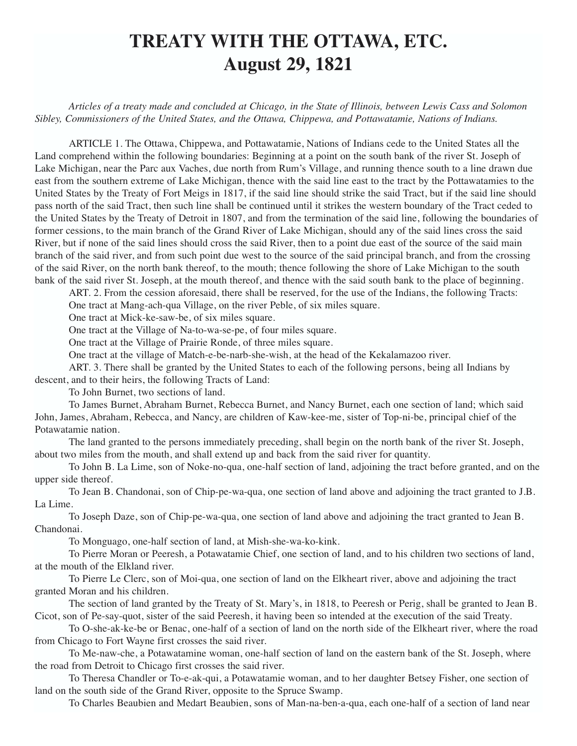# TREATY WITH THE OTTAWA, ETC.
# August 29, 1821

*Articles of a treaty made and concluded at Chicago, in the State of Illinois, between Lewis Cass and Solomon Sibley, Commissioners of the United States, and the Ottawa, Chippewa, and Pottawatamie, Nations of Indians.*

ARTICLE 1. The Ottawa, Chippewa, and Pottawatamie, Nations of Indians cede to the United States all the Land comprehend within the following boundaries: Beginning at a point on the south bank of the river St. Joseph of Lake Michigan, near the Parc aux Vaches, due north from Rum's Village, and running thence south to a line drawn due east from the southern extreme of Lake Michigan, thence with the said line east to the tract by the Pottawatamies to the United States by the Treaty of Fort Meigs in 1817, if the said line should strike the said Tract, but if the said line should pass north of the said Tract, then such line shall be continued until it strikes the western boundary of the Tract ceded to the United States by the Treaty of Detroit in 1807, and from the termination of the said line, following the boundaries of former cessions, to the main branch of the Grand River of Lake Michigan, should any of the said lines cross the said River, but if none of the said lines should cross the said River, then to a point due east of the source of the said main branch of the said river, and from such point due west to the source of the said principal branch, and from the crossing of the said River, on the north bank thereof, to the mouth; thence following the shore of Lake Michigan to the south bank of the said river St. Joseph, at the mouth thereof, and thence with the said south bank to the place of beginning.

ART. 2. From the cession aforesaid, there shall be reserved, for the use of the Indians, the following Tracts:

One tract at Mang-ach-qua Village, on the river Peble, of six miles square.

One tract at Mick-ke-saw-be, of six miles square.

One tract at the Village of Na-to-wa-se-pe, of four miles square.

One tract at the Village of Prairie Ronde, of three miles square.

One tract at the village of Match-e-be-narb-she-wish, at the head of the Kekalamazoo river.

ART. 3. There shall be granted by the United States to each of the following persons, being all Indians by descent, and to their heirs, the following Tracts of Land:

To John Burnet, two sections of land.

To James Burnet, Abraham Burnet, Rebecca Burnet, and Nancy Burnet, each one section of land; which said John, James, Abraham, Rebecca, and Nancy, are children of Kaw-kee-me, sister of Top-ni-be, principal chief of the Potawatamie nation.

The land granted to the persons immediately preceding, shall begin on the north bank of the river St. Joseph, about two miles from the mouth, and shall extend up and back from the said river for quantity.

To John B. La Lime, son of Noke-no-qua, one-half section of land, adjoining the tract before granted, and on the upper side thereof.

To Jean B. Chandonai, son of Chip-pe-wa-qua, one section of land above and adjoining the tract granted to J.B. La Lime.

To Joseph Daze, son of Chip-pe-wa-qua, one section of land above and adjoining the tract granted to Jean B. Chandonai.

To Monguago, one-half section of land, at Mish-she-wa-ko-kink.

To Pierre Moran or Peeresh, a Potawatamie Chief, one section of land, and to his children two sections of land, at the mouth of the Elkland river.

To Pierre Le Clerc, son of Moi-qua, one section of land on the Elkheart river, above and adjoining the tract granted Moran and his children.

The section of land granted by the Treaty of St. Mary's, in 1818, to Peeresh or Perig, shall be granted to Jean B. Cicot, son of Pe-say-quot, sister of the said Peeresh, it having been so intended at the execution of the said Treaty.

To O-she-ak-ke-be or Benac, one-half of a section of land on the north side of the Elkheart river, where the road from Chicago to Fort Wayne first crosses the said river.

To Me-naw-che, a Potawatamine woman, one-half section of land on the eastern bank of the St. Joseph, where the road from Detroit to Chicago first crosses the said river.

To Theresa Chandler or To-e-ak-qui, a Potawatamie woman, and to her daughter Betsey Fisher, one section of land on the south side of the Grand River, opposite to the Spruce Swamp.

To Charles Beaubien and Medart Beaubien, sons of Man-na-ben-a-qua, each one-half of a section of land near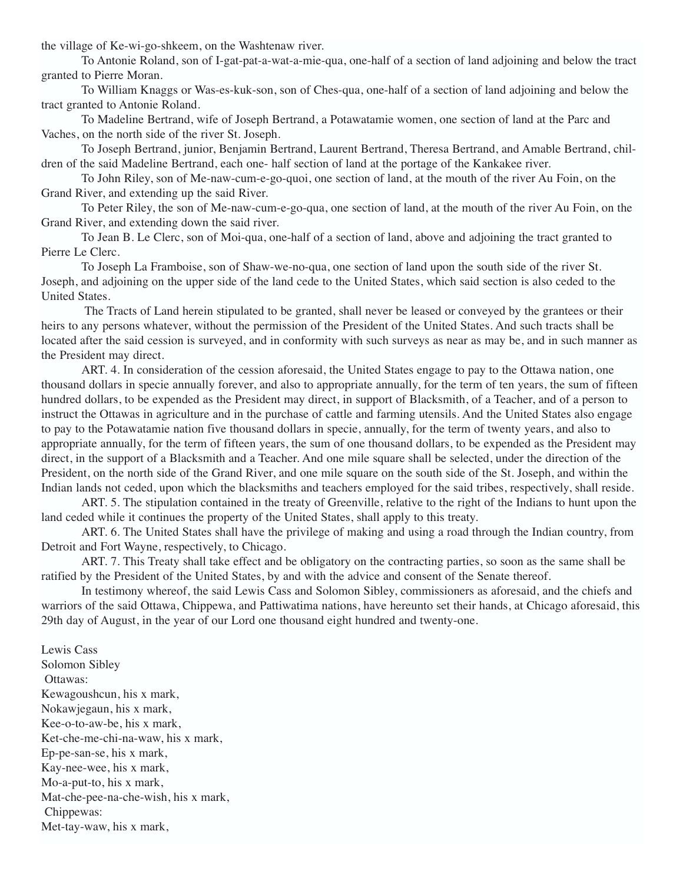the village of Ke-wi-go-shkeem, on the Washtenaw river.

To Antonie Roland, son of I-gat-pat-a-wat-a-mie-qua, one-half of a section of land adjoining and below the tract granted to Pierre Moran.

To William Knaggs or Was-es-kuk-son, son of Ches-qua, one-half of a section of land adjoining and below the tract granted to Antonie Roland.

To Madeline Bertrand, wife of Joseph Bertrand, a Potawatamie women, one section of land at the Parc and Vaches, on the north side of the river St. Joseph.

To Joseph Bertrand, junior, Benjamin Bertrand, Laurent Bertrand, Theresa Bertrand, and Amable Bertrand, children of the said Madeline Bertrand, each one- half section of land at the portage of the Kankakee river.

To John Riley, son of Me-naw-cum-e-go-quoi, one section of land, at the mouth of the river Au Foin, on the Grand River, and extending up the said River.

To Peter Riley, the son of Me-naw-cum-e-go-qua, one section of land, at the mouth of the river Au Foin, on the Grand River, and extending down the said river.

To Jean B. Le Clerc, son of Moi-qua, one-half of a section of land, above and adjoining the tract granted to Pierre Le Clerc.

To Joseph La Framboise, son of Shaw-we-no-qua, one section of land upon the south side of the river St. Joseph, and adjoining on the upper side of the land cede to the United States, which said section is also ceded to the United States.

The Tracts of Land herein stipulated to be granted, shall never be leased or conveyed by the grantees or their heirs to any persons whatever, without the permission of the President of the United States. And such tracts shall be located after the said cession is surveyed, and in conformity with such surveys as near as may be, and in such manner as the President may direct.

ART. 4. In consideration of the cession aforesaid, the United States engage to pay to the Ottawa nation, one thousand dollars in specie annually forever, and also to appropriate annually, for the term of ten years, the sum of fifteen hundred dollars, to be expended as the President may direct, in support of Blacksmith, of a Teacher, and of a person to instruct the Ottawas in agriculture and in the purchase of cattle and farming utensils. And the United States also engage to pay to the Potawatamie nation five thousand dollars in specie, annually, for the term of twenty years, and also to appropriate annually, for the term of fifteen years, the sum of one thousand dollars, to be expended as the President may direct, in the support of a Blacksmith and a Teacher. And one mile square shall be selected, under the direction of the President, on the north side of the Grand River, and one mile square on the south side of the St. Joseph, and within the Indian lands not ceded, upon which the blacksmiths and teachers employed for the said tribes, respectively, shall reside.

ART. 5. The stipulation contained in the treaty of Greenville, relative to the right of the Indians to hunt upon the land ceded while it continues the property of the United States, shall apply to this treaty.

ART. 6. The United States shall have the privilege of making and using a road through the Indian country, from Detroit and Fort Wayne, respectively, to Chicago.

ART. 7. This Treaty shall take effect and be obligatory on the contracting parties, so soon as the same shall be ratified by the President of the United States, by and with the advice and consent of the Senate thereof.

In testimony whereof, the said Lewis Cass and Solomon Sibley, commissioners as aforesaid, and the chiefs and warriors of the said Ottawa, Chippewa, and Pattiwatima nations, have hereunto set their hands, at Chicago aforesaid, this 29th day of August, in the year of our Lord one thousand eight hundred and twenty-one.

Lewis Cass
Solomon Sibley
Ottawas:
Kewagoushcun, his x mark,
Nokawjegaun, his x mark,
Kee-o-to-aw-be, his x mark,
Ket-che-me-chi-na-waw, his x mark,
Ep-pe-san-se, his x mark,
Kay-nee-wee, his x mark,
Mo-a-put-to, his x mark,
Mat-che-pee-na-che-wish, his x mark,
Chippewas:
Met-tay-waw, his x mark,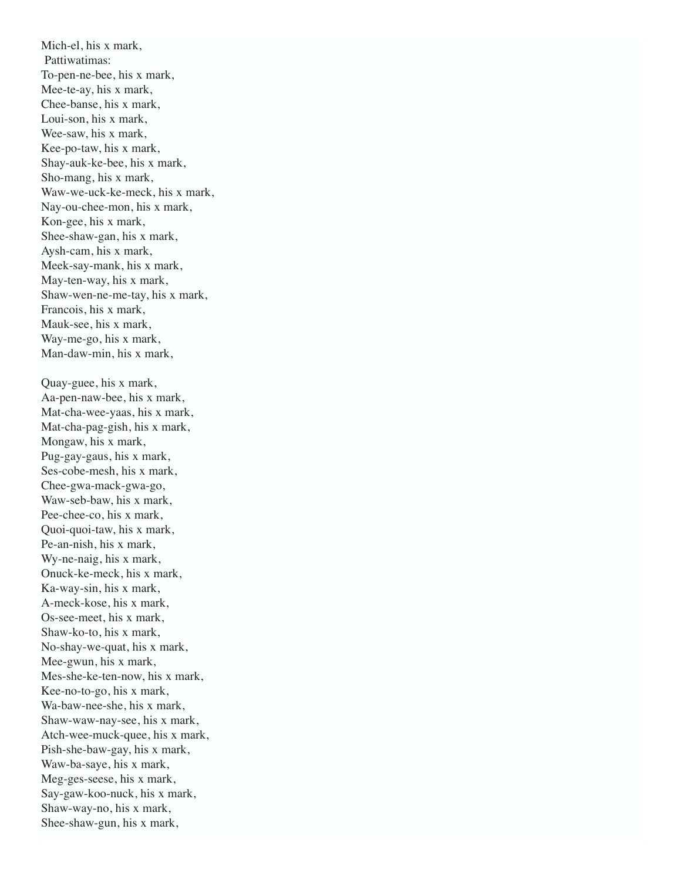Mich-el, his x mark,
Pattiwatimas:
To-pen-ne-bee, his x mark,
Mee-te-ay, his x mark,
Chee-banse, his x mark,
Loui-son, his x mark,
Wee-saw, his x mark,
Kee-po-taw, his x mark,
Shay-auk-ke-bee, his x mark,
Sho-mang, his x mark,
Waw-we-uck-ke-meck, his x mark,
Nay-ou-chee-mon, his x mark,
Kon-gee, his x mark,
Shee-shaw-gan, his x mark,
Aysh-cam, his x mark,
Meek-say-mank, his x mark,
May-ten-way, his x mark,
Shaw-wen-ne-me-tay, his x mark,
Francois, his x mark,
Mauk-see, his x mark,
Way-me-go, his x mark,
Man-daw-min, his x mark,

Quay-guee, his x mark,
Aa-pen-naw-bee, his x mark,
Mat-cha-wee-yaas, his x mark,
Mat-cha-pag-gish, his x mark,
Mongaw, his x mark,
Pug-gay-gaus, his x mark,
Ses-cobe-mesh, his x mark,
Chee-gwa-mack-gwa-go,
Waw-seb-baw, his x mark,
Pee-chee-co, his x mark,
Quoi-quoi-taw, his x mark,
Pe-an-nish, his x mark,
Wy-ne-naig, his x mark,
Onuck-ke-meck, his x mark,
Ka-way-sin, his x mark,
A-meck-kose, his x mark,
Os-see-meet, his x mark,
Shaw-ko-to, his x mark,
No-shay-we-quat, his x mark,
Mee-gwun, his x mark,
Mes-she-ke-ten-now, his x mark,
Kee-no-to-go, his x mark,
Wa-baw-nee-she, his x mark,
Shaw-waw-nay-see, his x mark,
Atch-wee-muck-quee, his x mark,
Pish-she-baw-gay, his x mark,
Waw-ba-saye, his x mark,
Meg-ges-seese, his x mark,
Say-gaw-koo-nuck, his x mark,
Shaw-way-no, his x mark,
Shee-shaw-gun, his x mark,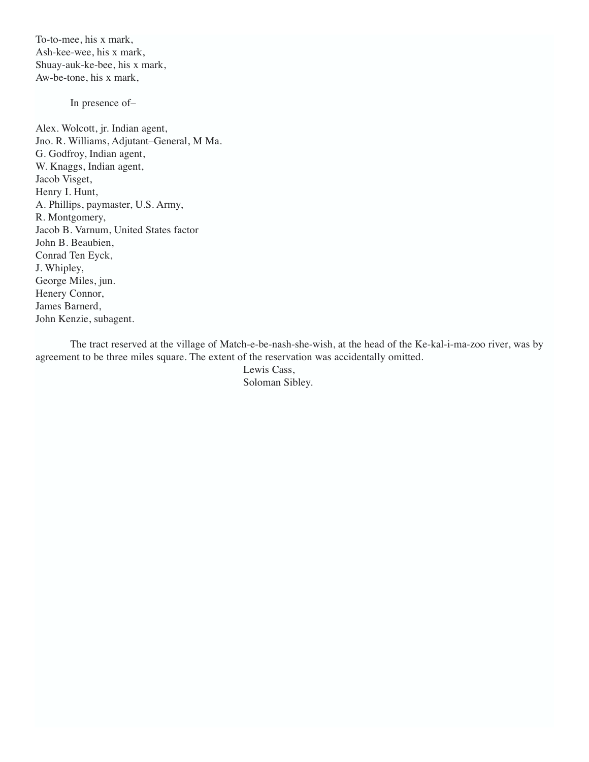To-to-mee, his x mark,  
Ash-kee-wee, his x mark,  
Shuay-auk-ke-bee, his x mark,  
Aw-be-tone, his x mark,

In presence of–

Alex. Wolcott, jr. Indian agent,  
Jno. R. Williams, Adjutant–General, M Ma.  
G. Godfroy, Indian agent,  
W. Knaggs, Indian agent,  
Jacob Visget,  
Henry I. Hunt,  
A. Phillips, paymaster, U.S. Army,  
R. Montgomery,  
Jacob B. Varnum, United States factor  
John B. Beaubien,  
Conrad Ten Eyck,  
J. Whipley,  
George Miles, jun.  
Henery Connor,  
James Barnerd,  
John Kenzie, subagent.

The tract reserved at the village of Match-e-be-nash-she-wish, at the head of the Ke-kal-i-ma-zoo river, was by agreement to be three miles square. The extent of the reservation was accidentally omitted.

Lewis Cass,  
Soloman Sibley.